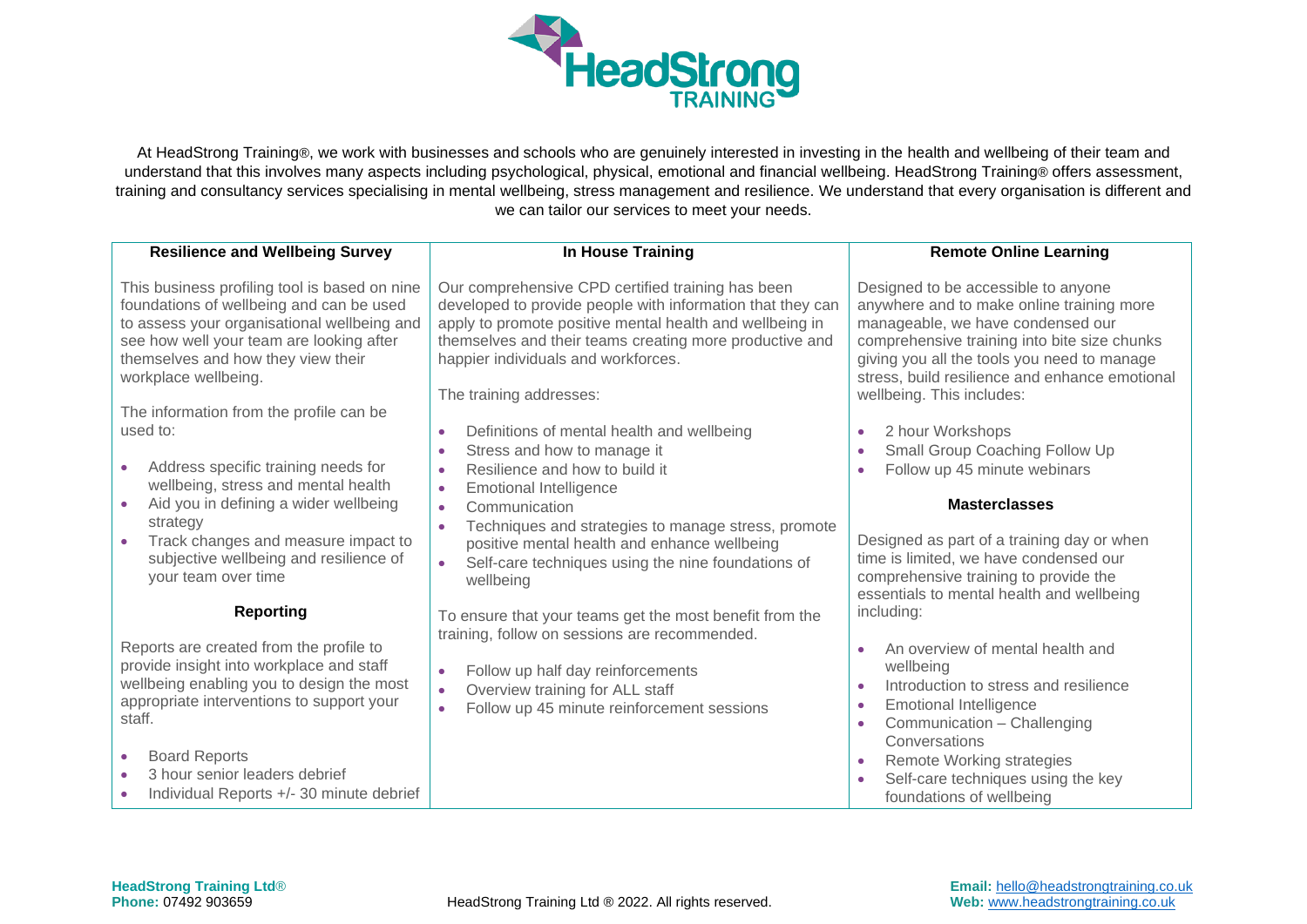# HeadStrong TRAINING

At HeadStrong Training®, we work with businesses and schools who are genuinely interested in investing in the health and wellbeing of their team and understand that this involves many aspects including psychological, physical, emotional and financial wellbeing. HeadStrong Training® offers assessment, training and consultancy services specialising in mental wellbeing, stress management and resilience. We understand that every organisation is different and we can tailor our services to meet your needs.

## Resilience and Wellbeing Survey

This business profiling tool is based on nine foundations of wellbeing and can be used to assess your organisational wellbeing and see how well your team are looking after themselves and how they view their workplace wellbeing.

The information from the profile can be used to:

- Address specific training needs for wellbeing, stress and mental health
- Aid you in defining a wider wellbeing strategy
- Track changes and measure impact to subjective wellbeing and resilience of your team over time

### Reporting

Reports are created from the profile to provide insight into workplace and staff wellbeing enabling you to design the most appropriate interventions to support your staff.

- Board Reports
- 3 hour senior leaders debrief
- Individual Reports +/- 30 minute debrief

## In House Training

Our comprehensive CPD certified training has been developed to provide people with information that they can apply to promote positive mental health and wellbeing in themselves and their teams creating more productive and happier individuals and workforces.

The training addresses:

- Definitions of mental health and wellbeing
- Stress and how to manage it
- Resilience and how to build it
- Emotional Intelligence
- Communication
- Techniques and strategies to manage stress, promote positive mental health and enhance wellbeing
- Self-care techniques using the nine foundations of wellbeing

To ensure that your teams get the most benefit from the training, follow on sessions are recommended.

- Follow up half day reinforcements
- Overview training for ALL staff
- Follow up 45 minute reinforcement sessions

## Remote Online Learning

Designed to be accessible to anyone anywhere and to make online training more manageable, we have condensed our comprehensive training into bite size chunks giving you all the tools you need to manage stress, build resilience and enhance emotional wellbeing. This includes:

- 2 hour Workshops
- Small Group Coaching Follow Up
- Follow up 45 minute webinars

### Masterclasses

Designed as part of a training day or when time is limited, we have condensed our comprehensive training to provide the essentials to mental health and wellbeing including:

- An overview of mental health and wellbeing
- Introduction to stress and resilience
- Emotional Intelligence
- Communication – Challenging Conversations
- Remote Working strategies
- Self-care techniques using the key foundations of wellbeing

**HeadStrong Training Ltd®**
**Phone:** 07492 903659

HeadStrong Training Ltd ® 2022. All rights reserved.

**Email:** hello@headstrongtraining.co.uk
**Web:** www.headstrongtraining.co.uk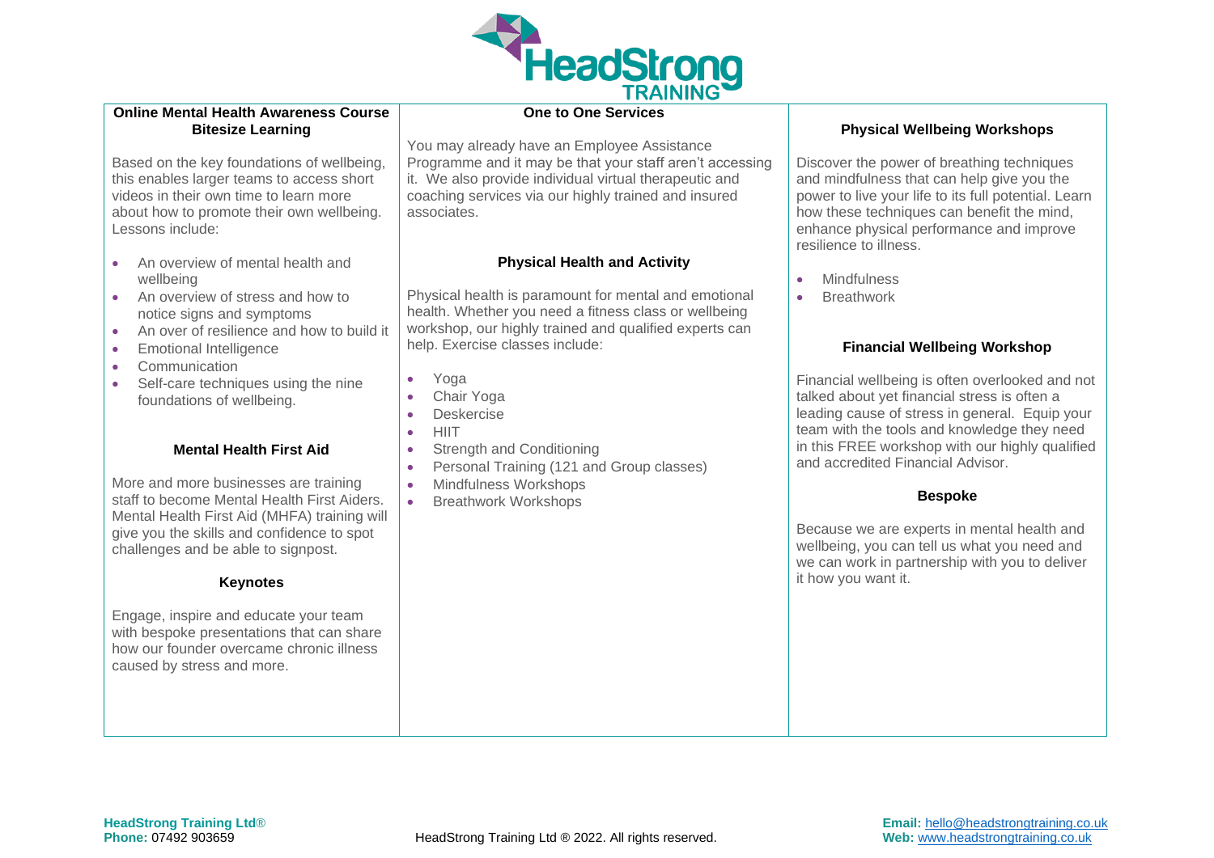## Online Mental Health Awareness Course
### Bitesize Learning

Based on the key foundations of wellbeing, this enables larger teams to access short videos in their own time to learn more about how to promote their own wellbeing. Lessons include:

- An overview of mental health and wellbeing
- An overview of stress and how to notice signs and symptoms
- An over of resilience and how to build it
- Emotional Intelligence
- Communication
- Self-care techniques using the nine foundations of wellbeing.

### Mental Health First Aid

More and more businesses are training staff to become Mental Health First Aiders. Mental Health First Aid (MHFA) training will give you the skills and confidence to spot challenges and be able to signpost.

### Keynotes

Engage, inspire and educate your team with bespoke presentations that can share how our founder overcame chronic illness caused by stress and more.

### One to One Services

You may already have an Employee Assistance Programme and it may be that your staff aren't accessing it. We also provide individual virtual therapeutic and coaching services via our highly trained and insured associates.

### Physical Health and Activity

Physical health is paramount for mental and emotional health. Whether you need a fitness class or wellbeing workshop, our highly trained and qualified experts can help. Exercise classes include:

- Yoga
- Chair Yoga
- Deskercise
- HIIT
- Strength and Conditioning
- Personal Training (121 and Group classes)
- Mindfulness Workshops
- Breathwork Workshops

### Physical Wellbeing Workshops

Discover the power of breathing techniques and mindfulness that can help give you the power to live your life to its full potential. Learn how these techniques can benefit the mind, enhance physical performance and improve resilience to illness.

- Mindfulness
- Breathwork

### Financial Wellbeing Workshop

Financial wellbeing is often overlooked and not talked about yet financial stress is often a leading cause of stress in general. Equip your team with the tools and knowledge they need in this FREE workshop with our highly qualified and accredited Financial Advisor.

### Bespoke

Because we are experts in mental health and wellbeing, you can tell us what you need and we can work in partnership with you to deliver it how you want it.

**HeadStrong Training Ltd®**
**Phone:** 07492 903659

HeadStrong Training Ltd ® 2022. All rights reserved.

**Email:** hello@headstrongtraining.co.uk
**Web:** www.headstrongtraining.co.uk